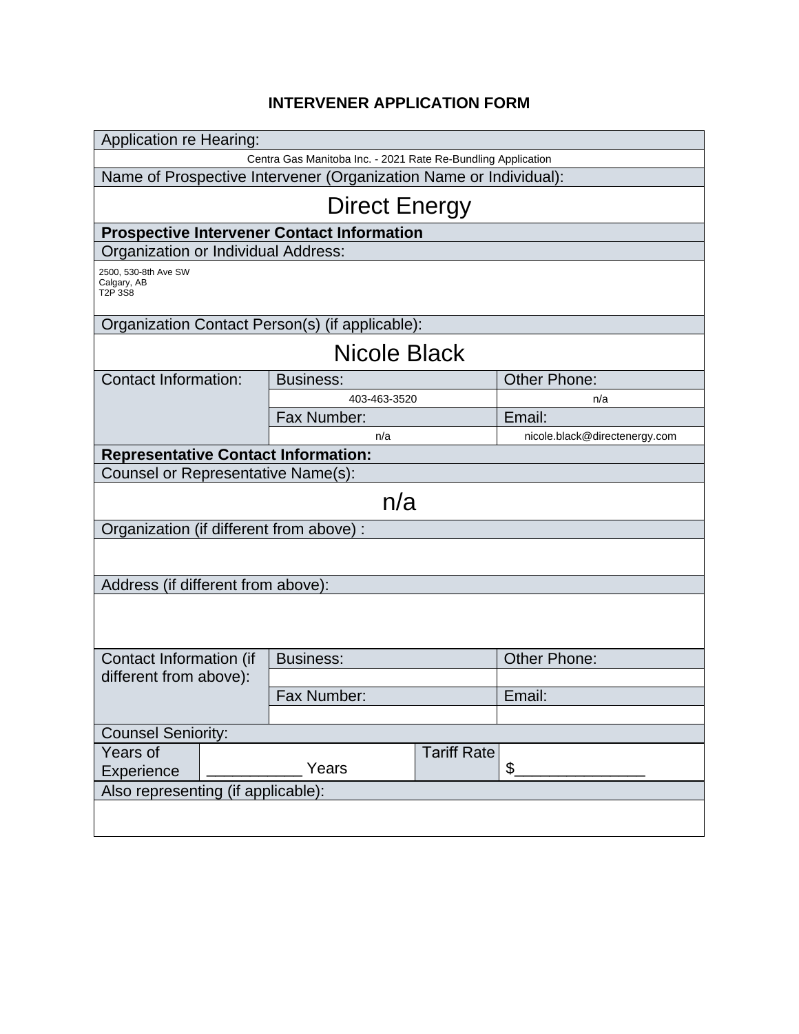# INTERVENER APPLICATION FORM

| Application re Hearing: | | | | |
|---|---|---|---|---|
| Centra Gas Manitoba Inc. - 2021 Rate Re-Bundling Application | | | | |
| **Name of Prospective Intervener (Organization Name or Individual):** | | | | |
| Direct Energy | | | | |
| **Prospective Intervener Contact Information** | | | | |
| Organization or Individual Address: | | | | |
| 2500, 530-8th Ave SW<br>Calgary, AB<br>T2P 3S8 | | | | |
| Organization Contact Person(s) (if applicable): | | | | |
| Nicole Black | | | | |
| Contact Information: | Business: | | Other Phone: | |
| | 403-463-3520 | | n/a | |
| | Fax Number: | | Email: | |
| | n/a | | nicole.black@directenergy.com | |
| **Representative Contact Information:** | | | | |
| Counsel or Representative Name(s): | | | | |
| n/a | | | | |
| Organization (if different from above) : | | | | |
| | | | | |
| Address (if different from above): | | | | |
| | | | | |
| Contact Information (if different from above): | Business: | | Other Phone: | |
| | | | | |
| | Fax Number: | | Email: | |
| | | | | |
| Counsel Seniority: | | | | |
| Years of Experience | ___________ Years | | Tariff Rate | $______________ |
| Also representing (if applicable): | | | | |
| | | | | |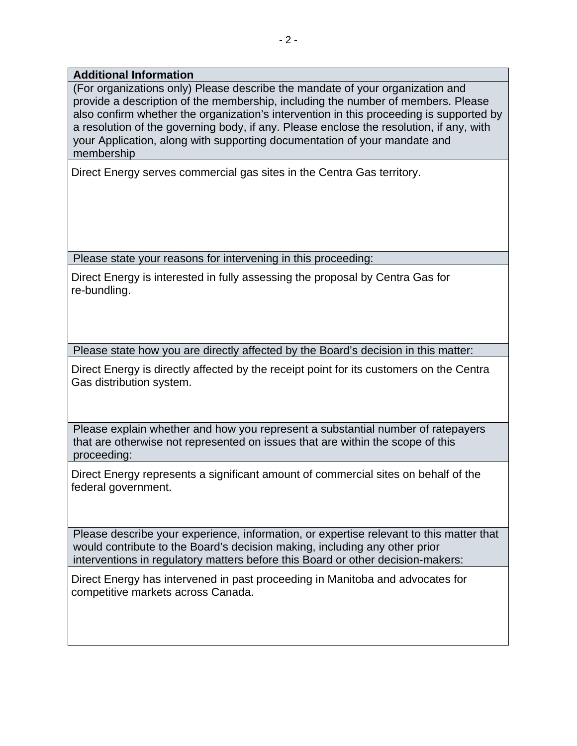**Additional Information**

(For organizations only) Please describe the mandate of your organization and provide a description of the membership, including the number of members. Please also confirm whether the organization's intervention in this proceeding is supported by a resolution of the governing body, if any. Please enclose the resolution, if any, with your Application, along with supporting documentation of your mandate and membership

Direct Energy serves commercial gas sites in the Centra Gas territory.

Please state your reasons for intervening in this proceeding:

Direct Energy is interested in fully assessing the proposal by Centra Gas for re-bundling.

Please state how you are directly affected by the Board's decision in this matter:

Direct Energy is directly affected by the receipt point for its customers on the Centra Gas distribution system.

Please explain whether and how you represent a substantial number of ratepayers that are otherwise not represented on issues that are within the scope of this proceeding:

Direct Energy represents a significant amount of commercial sites on behalf of the federal government.

Please describe your experience, information, or expertise relevant to this matter that would contribute to the Board's decision making, including any other prior interventions in regulatory matters before this Board or other decision-makers:

Direct Energy has intervened in past proceeding in Manitoba and advocates for competitive markets across Canada.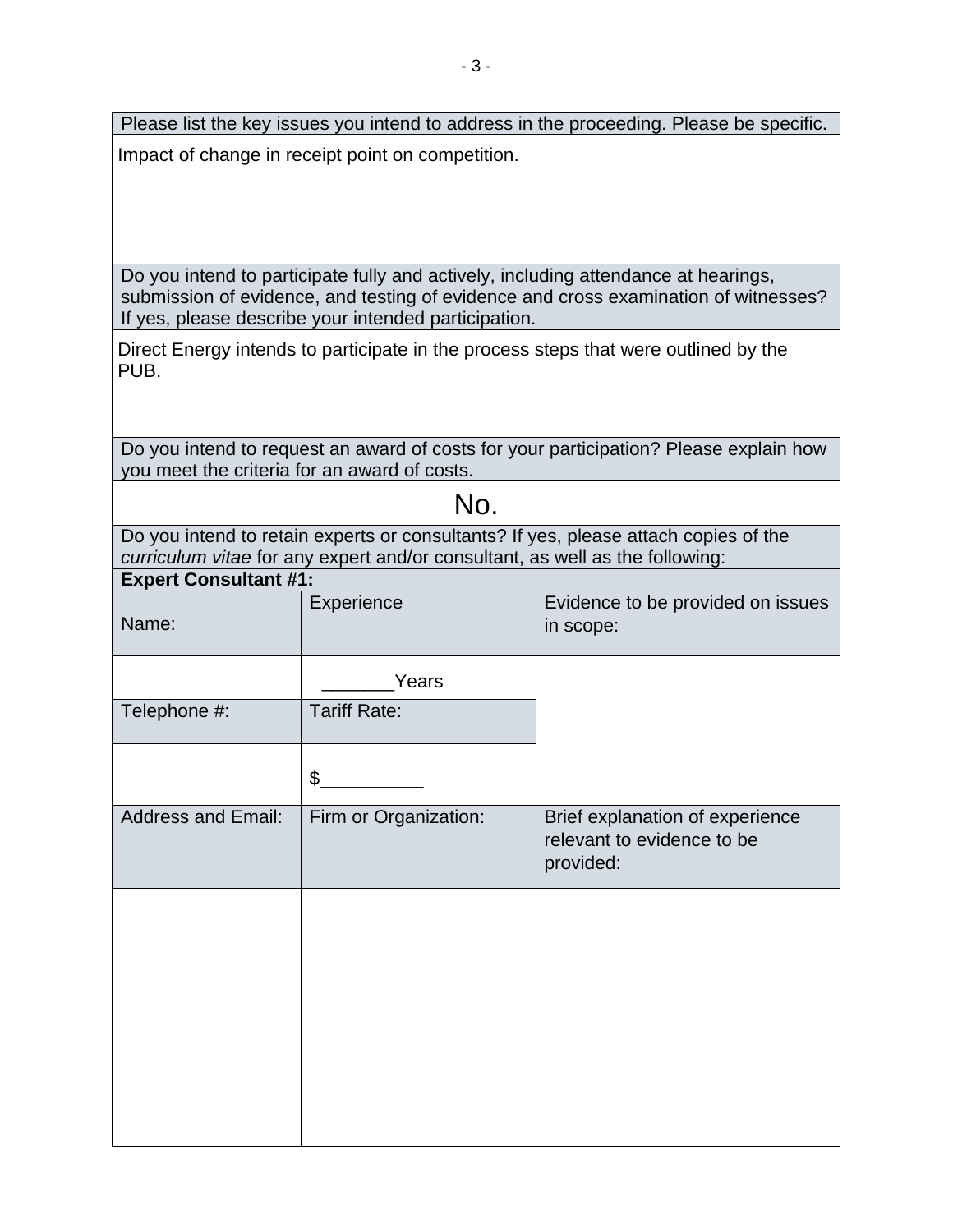| Please list the key issues you intend to address in the proceeding. Please be specific. |
|---|
| Impact of change in receipt point on competition. |

| Do you intend to participate fully and actively, including attendance at hearings, submission of evidence, and testing of evidence and cross examination of witnesses? If yes, please describe your intended participation. |
|---|
| Direct Energy intends to participate in the process steps that were outlined by the PUB. |

| Do you intend to request an award of costs for your participation? Please explain how you meet the criteria for an award of costs. |
|---|
| No. |

| Do you intend to retain experts or consultants? If yes, please attach copies of the *curriculum vitae* for any expert and/or consultant, as well as the following: | | |
|---|---|---|
| **Expert Consultant #1:** | | |
| Name: | Experience | Evidence to be provided on issues in scope: |
| | _______Years | |
| Telephone #: | Tariff Rate: | |
| | $__________ | |
| Address and Email: | Firm or Organization: | Brief explanation of experience relevant to evidence to be provided: |
| | | |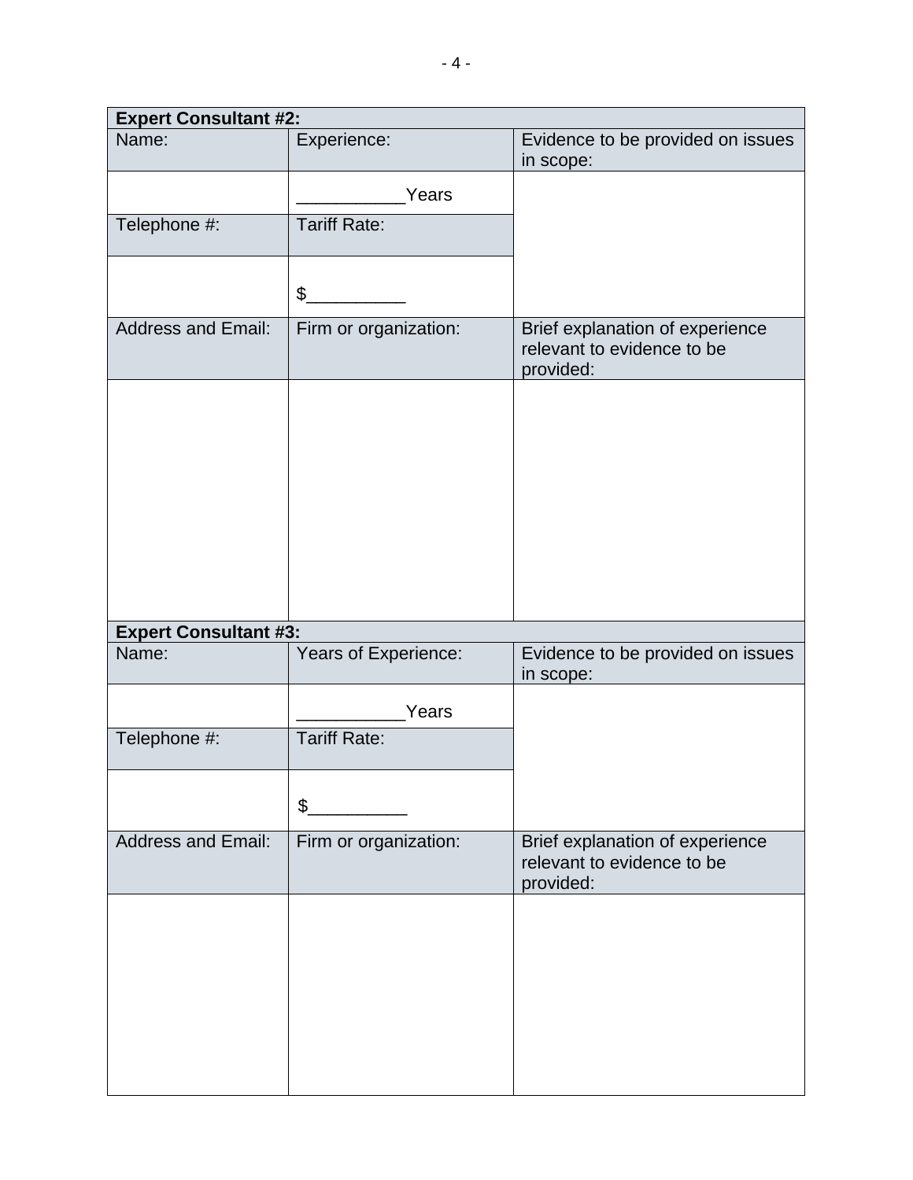| **Expert Consultant #2:** | | |
|---|---|---|
| Name: | Experience: | Evidence to be provided on issues in scope: |
| | ___________Years | |
| Telephone #: | Tariff Rate: | |
| | $__________ | |
| Address and Email: | Firm or organization: | Brief explanation of experience relevant to evidence to be provided: |
| | | |

| **Expert Consultant #3:** | | |
|---|---|---|
| Name: | Years of Experience: | Evidence to be provided on issues in scope: |
| | ___________Years | |
| Telephone #: | Tariff Rate: | |
| | $__________ | |
| Address and Email: | Firm or organization: | Brief explanation of experience relevant to evidence to be provided: |
| | | |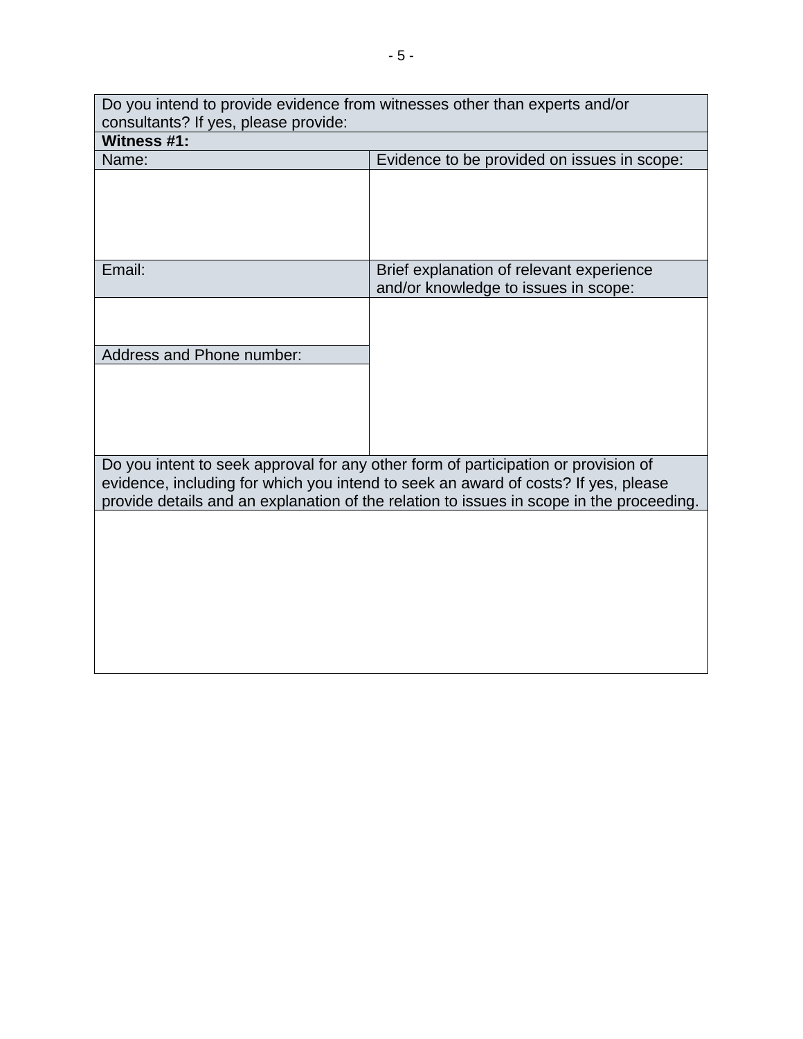| | |
|---|---|
| Do you intend to provide evidence from witnesses other than experts and/or consultants? If yes, please provide: | |
| **Witness #1:** | |
| Name: | Evidence to be provided on issues in scope: |
| | |
| Email: | Brief explanation of relevant experience and/or knowledge to issues in scope: |
| | |
| Address and Phone number: | |
| | |
| Do you intent to seek approval for any other form of participation or provision of evidence, including for which you intend to seek an award of costs? If yes, please provide details and an explanation of the relation to issues in scope in the proceeding. | |
| | |